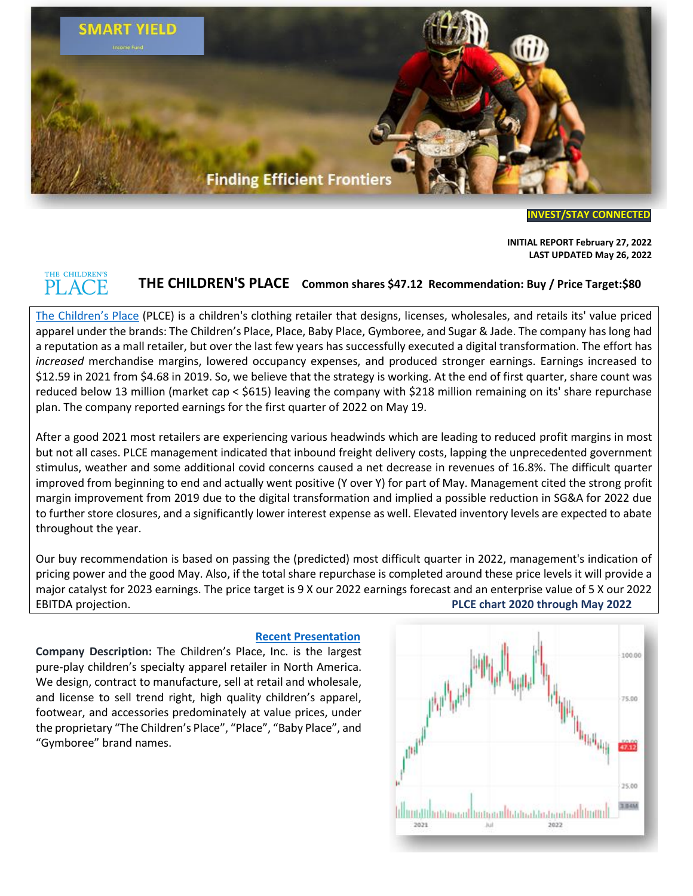SMART YIELD

Income Fund

Finding Efficient Frontiers

**INVEST/STAY CONNECTED**

**INITIAL REPORT February 27, 2022**
**LAST UPDATED May 26, 2022**

# THE CHILDREN'S PLACE **Common shares $47.12 Recommendation: Buy / Price Target:$80**

The Children's Place (PLCE) is a children's clothing retailer that designs, licenses, wholesales, and retails its' value priced apparel under the brands: The Children's Place, Place, Baby Place, Gymboree, and Sugar & Jade. The company has long had a reputation as a mall retailer, but over the last few years has successfully executed a digital transformation. The effort has *increased* merchandise margins, lowered occupancy expenses, and produced stronger earnings. Earnings increased to $12.59 in 2021 from $4.68 in 2019. So, we believe that the strategy is working. At the end of first quarter, share count was reduced below 13 million (market cap < $615) leaving the company with $218 million remaining on its' share repurchase plan. The company reported earnings for the first quarter of 2022 on May 19.

After a good 2021 most retailers are experiencing various headwinds which are leading to reduced profit margins in most but not all cases. PLCE management indicated that inbound freight delivery costs, lapping the unprecedented government stimulus, weather and some additional covid concerns caused a net decrease in revenues of 16.8%. The difficult quarter improved from beginning to end and actually went positive (Y over Y) for part of May. Management cited the strong profit margin improvement from 2019 due to the digital transformation and implied a possible reduction in SG&A for 2022 due to further store closures, and a significantly lower interest expense as well. Elevated inventory levels are expected to abate throughout the year.

Our buy recommendation is based on passing the (predicted) most difficult quarter in 2022, management's indication of pricing power and the good May. Also, if the total share repurchase is completed around these price levels it will provide a major catalyst for 2023 earnings. The price target is 9 X our 2022 earnings forecast and an enterprise value of 5 X our 2022 EBITDA projection.

**PLCE chart 2020 through May 2022**

**Recent Presentation**

**Company Description:** The Children's Place, Inc. is the largest pure-play children's specialty apparel retailer in North America. We design, contract to manufacture, sell at retail and wholesale, and license to sell trend right, high quality children's apparel, footwear, and accessories predominately at value prices, under the proprietary "The Children's Place", "Place", "Baby Place", and "Gymboree" brand names.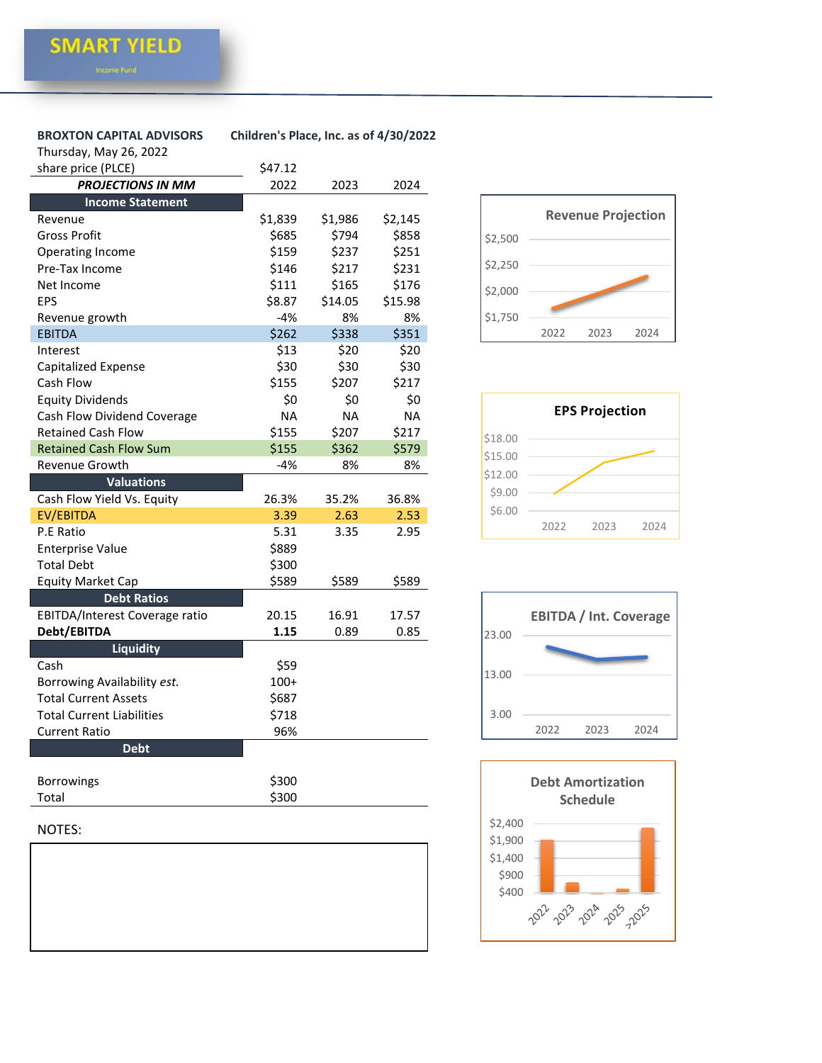**SMART YIELD**

Income Fund

**BROXTON CAPITAL ADVISORS** **Children's Place, Inc. as of 4/30/2022**

Thursday, May 26, 2022

| share price (PLCE) | $47.12 | | |
|---|---|---|---|
| ***PROJECTIONS IN MM*** | 2022 | 2023 | 2024 |
| **Income Statement** | | | |
| Revenue | $1,839 | $1,986 | $2,145 |
| Gross Profit | $685 | $794 | $858 |
| Operating Income | $159 | $237 | $251 |
| Pre-Tax Income | $146 | $217 | $231 |
| Net Income | $111 | $165 | $176 |
| EPS | $8.87 | $14.05 | $15.98 |
| Revenue growth | -4% | 8% | 8% |
| EBITDA | $262 | $338 | $351 |
| Interest | $13 | $20 | $20 |
| Capitalized Expense | $30 | $30 | $30 |
| Cash Flow | $155 | $207 | $217 |
| Equity Dividends | $0 | $0 | $0 |
| Cash Flow Dividend Coverage | NA | NA | NA |
| Retained Cash Flow | $155 | $207 | $217 |
| Retained Cash Flow Sum | $155 | $362 | $579 |
| Revenue Growth | -4% | 8% | 8% |
| **Valuations** | | | |
| Cash Flow Yield Vs. Equity | 26.3% | 35.2% | 36.8% |
| EV/EBITDA | 3.39 | 2.63 | 2.53 |
| P.E Ratio | 5.31 | 3.35 | 2.95 |
| Enterprise Value | $889 | | |
| Total Debt | $300 | | |
| Equity Market Cap | $589 | $589 | $589 |
| **Debt Ratios** | | | |
| EBITDA/Interest Coverage ratio | 20.15 | 16.91 | 17.57 |
| **Debt/EBITDA** | **1.15** | 0.89 | 0.85 |
| **Liquidity** | | | |
| Cash | $59 | | |
| Borrowing Availability *est.* | 100+ | | |
| Total Current Assets | $687 | | |
| Total Current Liabilities | $718 | | |
| Current Ratio | 96% | | |
| **Debt** | | | |
| Borrowings | $300 | | |
| Total | $300 | | |

NOTES:

**Revenue Projection**

**EPS Projection**

**EBITDA / Int. Coverage**

**Debt Amortization Schedule**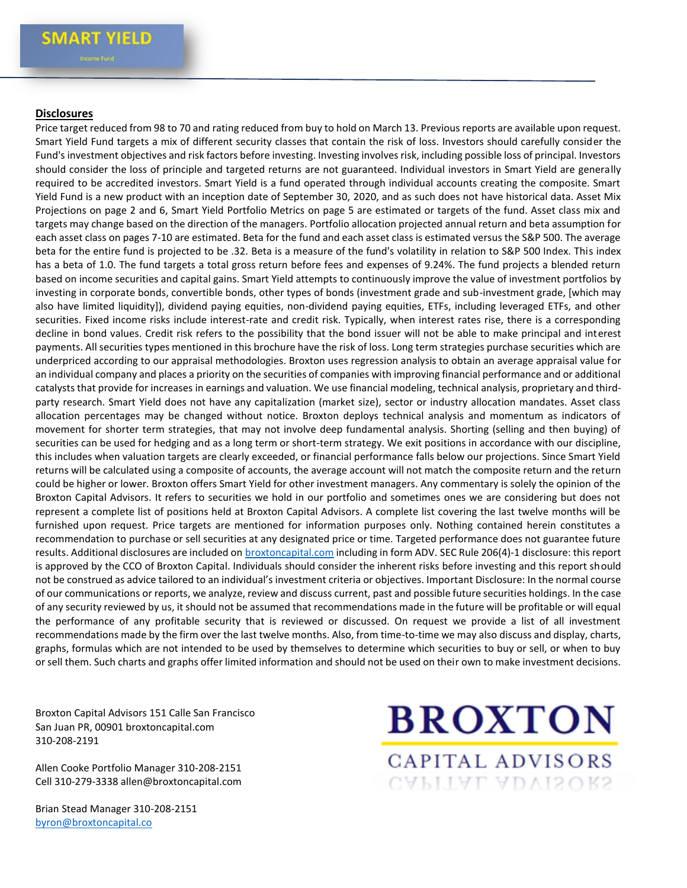SMART YIELD
Income Fund

## Disclosures

Price target reduced from 98 to 70 and rating reduced from buy to hold on March 13. Previous reports are available upon request. Smart Yield Fund targets a mix of different security classes that contain the risk of loss. Investors should carefully consider the Fund's investment objectives and risk factors before investing. Investing involves risk, including possible loss of principal. Investors should consider the loss of principle and targeted returns are not guaranteed. Individual investors in Smart Yield are generally required to be accredited investors. Smart Yield is a fund operated through individual accounts creating the composite. Smart Yield Fund is a new product with an inception date of September 30, 2020, and as such does not have historical data. Asset Mix Projections on page 2 and 6, Smart Yield Portfolio Metrics on page 5 are estimated or targets of the fund. Asset class mix and targets may change based on the direction of the managers. Portfolio allocation projected annual return and beta assumption for each asset class on pages 7-10 are estimated. Beta for the fund and each asset class is estimated versus the S&P 500. The average beta for the entire fund is projected to be .32. Beta is a measure of the fund's volatility in relation to S&P 500 Index. This index has a beta of 1.0. The fund targets a total gross return before fees and expenses of 9.24%. The fund projects a blended return based on income securities and capital gains. Smart Yield attempts to continuously improve the value of investment portfolios by investing in corporate bonds, convertible bonds, other types of bonds (investment grade and sub-investment grade, [which may also have limited liquidity]), dividend paying equities, non-dividend paying equities, ETFs, including leveraged ETFs, and other securities. Fixed income risks include interest-rate and credit risk. Typically, when interest rates rise, there is a corresponding decline in bond values. Credit risk refers to the possibility that the bond issuer will not be able to make principal and interest payments. All securities types mentioned in this brochure have the risk of loss. Long term strategies purchase securities which are underpriced according to our appraisal methodologies. Broxton uses regression analysis to obtain an average appraisal value for an individual company and places a priority on the securities of companies with improving financial performance and or additional catalysts that provide for increases in earnings and valuation. We use financial modeling, technical analysis, proprietary and third-party research. Smart Yield does not have any capitalization (market size), sector or industry allocation mandates. Asset class allocation percentages may be changed without notice. Broxton deploys technical analysis and momentum as indicators of movement for shorter term strategies, that may not involve deep fundamental analysis. Shorting (selling and then buying) of securities can be used for hedging and as a long term or short-term strategy. We exit positions in accordance with our discipline, this includes when valuation targets are clearly exceeded, or financial performance falls below our projections. Since Smart Yield returns will be calculated using a composite of accounts, the average account will not match the composite return and the return could be higher or lower. Broxton offers Smart Yield for other investment managers. Any commentary is solely the opinion of the Broxton Capital Advisors. It refers to securities we hold in our portfolio and sometimes ones we are considering but does not represent a complete list of positions held at Broxton Capital Advisors. A complete list covering the last twelve months will be furnished upon request. Price targets are mentioned for information purposes only. Nothing contained herein constitutes a recommendation to purchase or sell securities at any designated price or time. Targeted performance does not guarantee future results. Additional disclosures are included on [broxtoncapital.com](broxtoncapital.com) including in form ADV. SEC Rule 206(4)-1 disclosure: this report is approved by the CCO of Broxton Capital. Individuals should consider the inherent risks before investing and this report should not be construed as advice tailored to an individual's investment criteria or objectives. Important Disclosure: In the normal course of our communications or reports, we analyze, review and discuss current, past and possible future securities holdings. In the case of any security reviewed by us, it should not be assumed that recommendations made in the future will be profitable or will equal the performance of any profitable security that is reviewed or discussed. On request we provide a list of all investment recommendations made by the firm over the last twelve months. Also, from time-to-time we may also discuss and display, charts, graphs, formulas which are not intended to be used by themselves to determine which securities to buy or sell, or when to buy or sell them. Such charts and graphs offer limited information and should not be used on their own to make investment decisions.

Broxton Capital Advisors 151 Calle San Francisco
San Juan PR, 00901 broxtoncapital.com
310-208-2191

Allen Cooke Portfolio Manager 310-208-2151
Cell 310-279-3338 allen@broxtoncapital.com

Brian Stead Manager 310-208-2151
[byron@broxtoncapital.co](mailto:byron@broxtoncapital.co)

BROXTON
CAPITAL ADVISORS